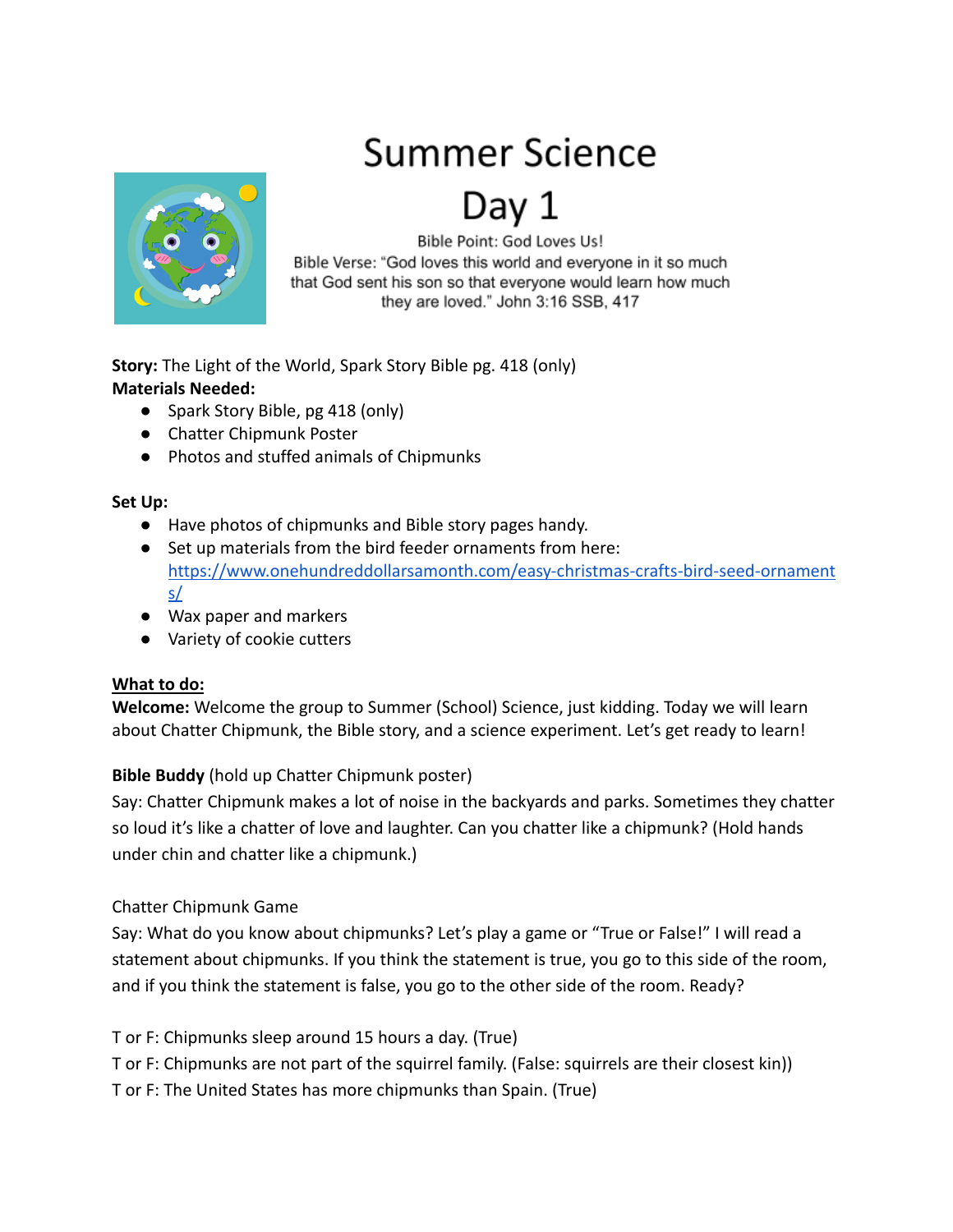# Summer Science

# Day 1

Bible Point: God Loves Us!

Bible Verse: "God loves this world and everyone in it so much that God sent his son so that everyone would learn how much they are loved." John 3:16 SSB, 417

**Story:** The Light of the World, Spark Story Bible pg. 418 (only)

**Materials Needed:**

- Spark Story Bible, pg 418 (only)
- Chatter Chipmunk Poster
- Photos and stuffed animals of Chipmunks

**Set Up:**

- Have photos of chipmunks and Bible story pages handy.
- Set up materials from the bird feeder ornaments from here: https://www.onehundreddollarsamonth.com/easy-christmas-crafts-bird-seed-ornaments/
- Wax paper and markers
- Variety of cookie cutters

**What to do:**

**Welcome:** Welcome the group to Summer (School) Science, just kidding. Today we will learn about Chatter Chipmunk, the Bible story, and a science experiment. Let's get ready to learn!

**Bible Buddy** (hold up Chatter Chipmunk poster)

Say: Chatter Chipmunk makes a lot of noise in the backyards and parks. Sometimes they chatter so loud it's like a chatter of love and laughter. Can you chatter like a chipmunk? (Hold hands under chin and chatter like a chipmunk.)

Chatter Chipmunk Game

Say: What do you know about chipmunks? Let's play a game or "True or False!" I will read a statement about chipmunks. If you think the statement is true, you go to this side of the room, and if you think the statement is false, you go to the other side of the room. Ready?

T or F: Chipmunks sleep around 15 hours a day. (True)

T or F: Chipmunks are not part of the squirrel family. (False: squirrels are their closest kin))

T or F: The United States has more chipmunks than Spain. (True)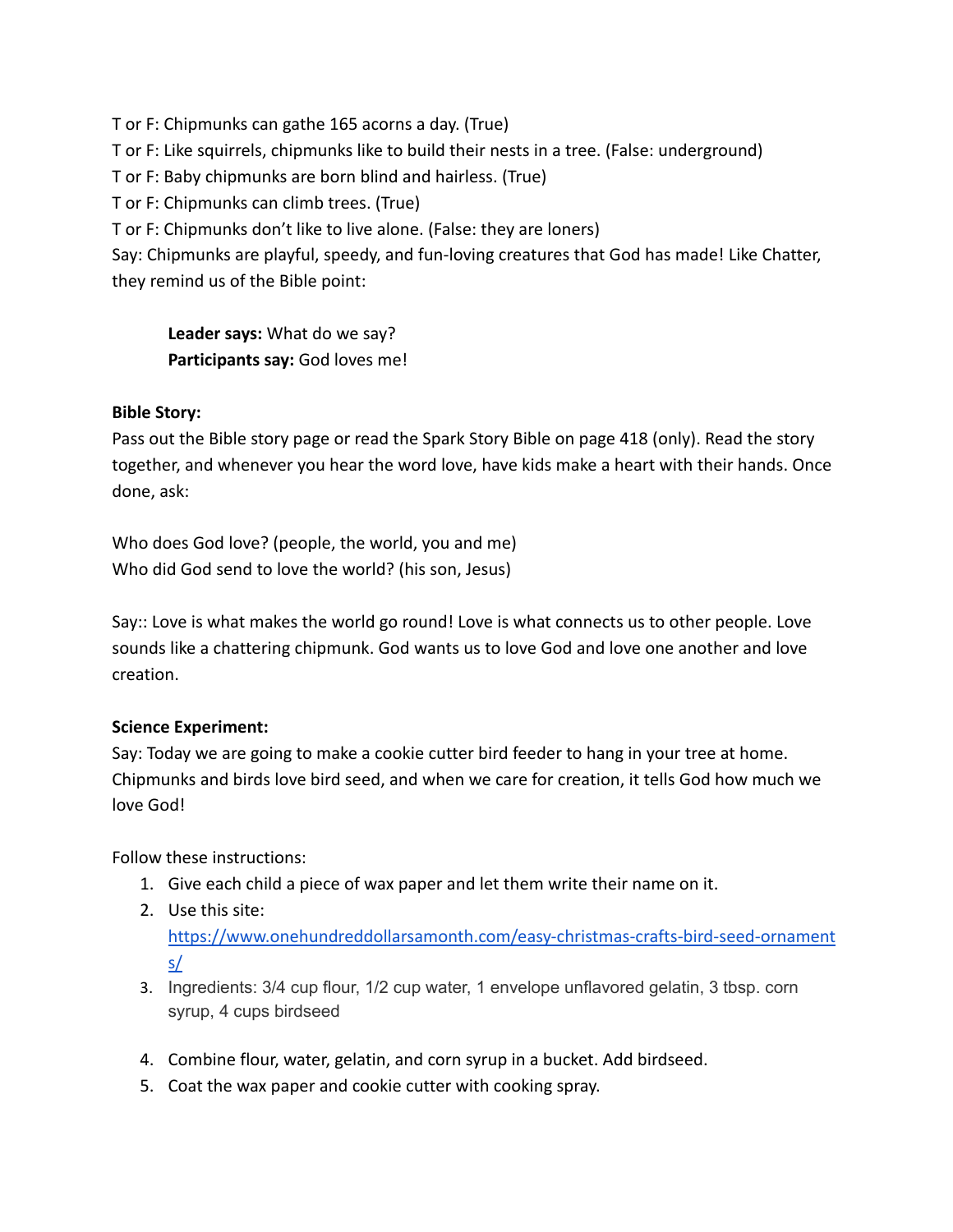T or F: Chipmunks can gathe 165 acorns a day. (True)
T or F: Like squirrels, chipmunks like to build their nests in a tree. (False: underground)
T or F: Baby chipmunks are born blind and hairless. (True)
T or F: Chipmunks can climb trees. (True)
T or F: Chipmunks don't like to live alone. (False: they are loners)
Say: Chipmunks are playful, speedy, and fun-loving creatures that God has made! Like Chatter, they remind us of the Bible point:

> **Leader says:** What do we say?
> **Participants say:** God loves me!

**Bible Story:**
Pass out the Bible story page or read the Spark Story Bible on page 418 (only). Read the story together, and whenever you hear the word love, have kids make a heart with their hands. Once done, ask:

Who does God love? (people, the world, you and me)
Who did God send to love the world? (his son, Jesus)

Say:: Love is what makes the world go round! Love is what connects us to other people. Love sounds like a chattering chipmunk. God wants us to love God and love one another and love creation.

**Science Experiment:**
Say: Today we are going to make a cookie cutter bird feeder to hang in your tree at home. Chipmunks and birds love bird seed, and when we care for creation, it tells God how much we love God!

Follow these instructions:

1. Give each child a piece of wax paper and let them write their name on it.
2. Use this site: https://www.onehundreddollarsamonth.com/easy-christmas-crafts-bird-seed-ornaments/
3. Ingredients: 3/4 cup flour, 1/2 cup water, 1 envelope unflavored gelatin, 3 tbsp. corn syrup, 4 cups birdseed
4. Combine flour, water, gelatin, and corn syrup in a bucket. Add birdseed.
5. Coat the wax paper and cookie cutter with cooking spray.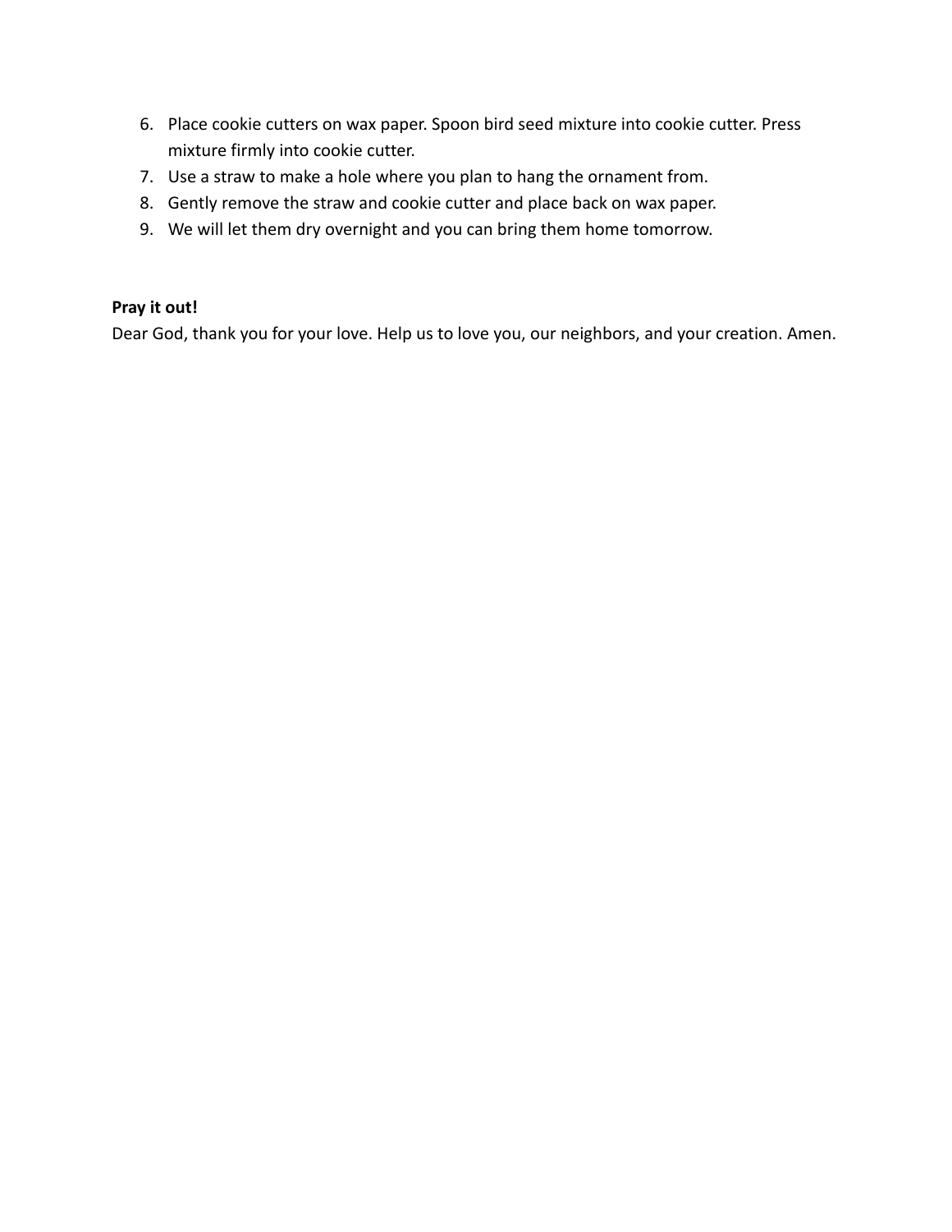6. Place cookie cutters on wax paper. Spoon bird seed mixture into cookie cutter. Press mixture firmly into cookie cutter.
7. Use a straw to make a hole where you plan to hang the ornament from.
8. Gently remove the straw and cookie cutter and place back on wax paper.
9. We will let them dry overnight and you can bring them home tomorrow.

**Pray it out!**

Dear God, thank you for your love. Help us to love you, our neighbors, and your creation. Amen.